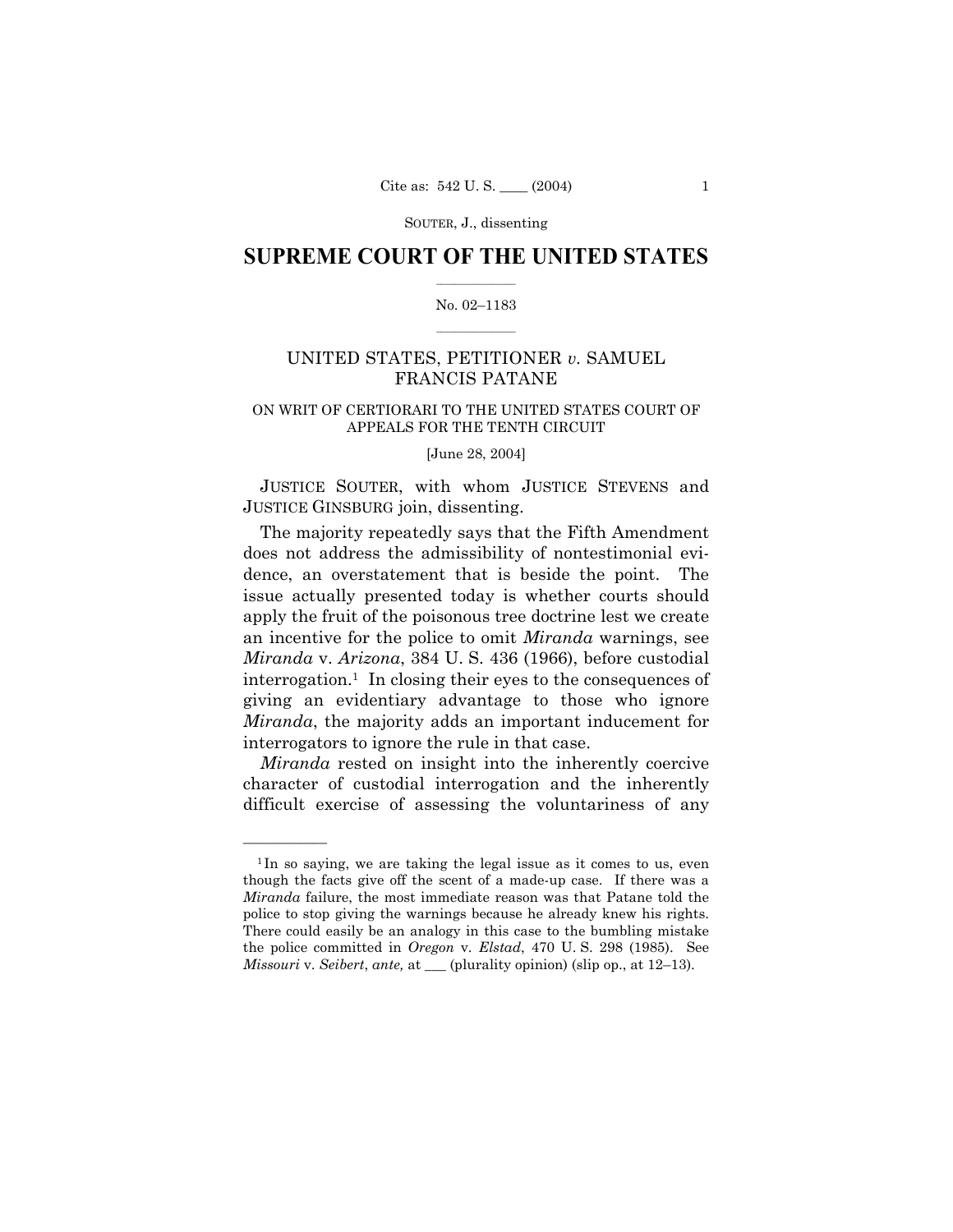# SUPREME COURT OF THE UNITED STATES

No. 02–1183

UNITED STATES, PETITIONER *v.* SAMUEL FRANCIS PATANE

ON WRIT OF CERTIORARI TO THE UNITED STATES COURT OF APPEALS FOR THE TENTH CIRCUIT

[June 28, 2004]

JUSTICE SOUTER, with whom JUSTICE STEVENS and JUSTICE GINSBURG join, dissenting.

The majority repeatedly says that the Fifth Amendment does not address the admissibility of nontestimonial evidence, an overstatement that is beside the point. The issue actually presented today is whether courts should apply the fruit of the poisonous tree doctrine lest we create an incentive for the police to omit *Miranda* warnings, see *Miranda* v. *Arizona*, 384 U. S. 436 (1966), before custodial interrogation.[1] In closing their eyes to the consequences of giving an evidentiary advantage to those who ignore *Miranda*, the majority adds an important inducement for interrogators to ignore the rule in that case.

*Miranda* rested on insight into the inherently coercive character of custodial interrogation and the inherently difficult exercise of assessing the voluntariness of any

---

[1] In so saying, we are taking the legal issue as it comes to us, even though the facts give off the scent of a made-up case. If there was a *Miranda* failure, the most immediate reason was that Patane told the police to stop giving the warnings because he already knew his rights. There could easily be an analogy in this case to the bumbling mistake the police committed in *Oregon* v. *Elstad*, 470 U. S. 298 (1985). See *Missouri* v. *Seibert*, *ante,* at ___ (plurality opinion) (slip op., at 12–13).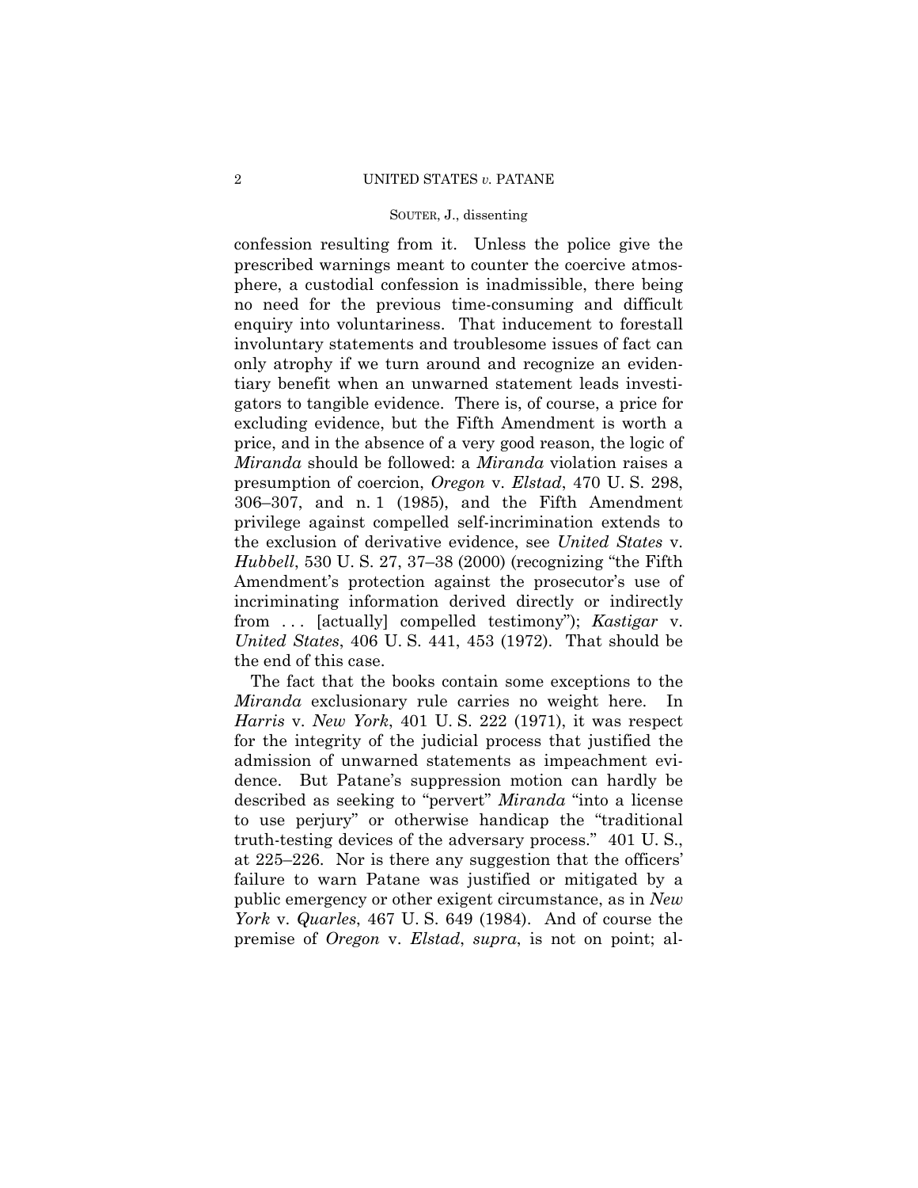confession resulting from it. Unless the police give the prescribed warnings meant to counter the coercive atmosphere, a custodial confession is inadmissible, there being no need for the previous time-consuming and difficult enquiry into voluntariness. That inducement to forestall involuntary statements and troublesome issues of fact can only atrophy if we turn around and recognize an evidentiary benefit when an unwarned statement leads investigators to tangible evidence. There is, of course, a price for excluding evidence, but the Fifth Amendment is worth a price, and in the absence of a very good reason, the logic of *Miranda* should be followed: a *Miranda* violation raises a presumption of coercion, *Oregon* v. *Elstad*, 470 U. S. 298, 306–307, and n. 1 (1985), and the Fifth Amendment privilege against compelled self-incrimination extends to the exclusion of derivative evidence, see *United States* v. *Hubbell*, 530 U. S. 27, 37–38 (2000) (recognizing "the Fifth Amendment's protection against the prosecutor's use of incriminating information derived directly or indirectly from . . . [actually] compelled testimony"); *Kastigar* v. *United States*, 406 U. S. 441, 453 (1972). That should be the end of this case.

The fact that the books contain some exceptions to the *Miranda* exclusionary rule carries no weight here. In *Harris* v. *New York*, 401 U. S. 222 (1971), it was respect for the integrity of the judicial process that justified the admission of unwarned statements as impeachment evidence. But Patane's suppression motion can hardly be described as seeking to "pervert" *Miranda* "into a license to use perjury" or otherwise handicap the "traditional truth-testing devices of the adversary process." 401 U. S., at 225–226. Nor is there any suggestion that the officers' failure to warn Patane was justified or mitigated by a public emergency or other exigent circumstance, as in *New York* v. *Quarles*, 467 U. S. 649 (1984). And of course the premise of *Oregon* v. *Elstad*, *supra*, is not on point; al-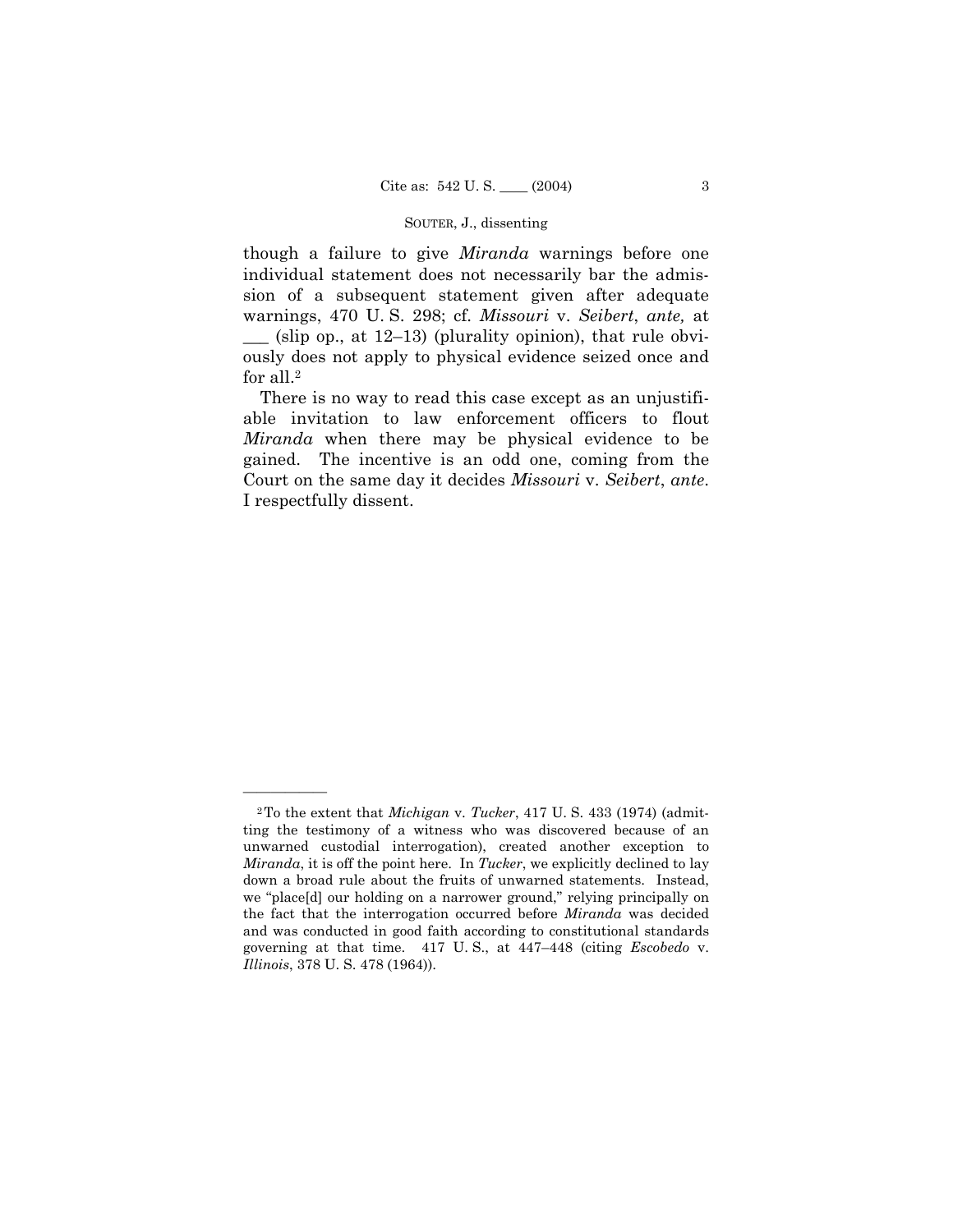though a failure to give *Miranda* warnings before one individual statement does not necessarily bar the admission of a subsequent statement given after adequate warnings, 470 U. S. 298; cf. *Missouri* v. *Seibert*, *ante,* at ___ (slip op., at 12–13) (plurality opinion), that rule obviously does not apply to physical evidence seized once and for all.[2]

There is no way to read this case except as an unjustifiable invitation to law enforcement officers to flout *Miranda* when there may be physical evidence to be gained. The incentive is an odd one, coming from the Court on the same day it decides *Missouri* v. *Seibert*, *ante*. I respectfully dissent.

---

[2] To the extent that *Michigan* v. *Tucker*, 417 U. S. 433 (1974) (admitting the testimony of a witness who was discovered because of an unwarned custodial interrogation), created another exception to *Miranda*, it is off the point here. In *Tucker*, we explicitly declined to lay down a broad rule about the fruits of unwarned statements. Instead, we "place[d] our holding on a narrower ground," relying principally on the fact that the interrogation occurred before *Miranda* was decided and was conducted in good faith according to constitutional standards governing at that time. 417 U. S., at 447–448 (citing *Escobedo* v. *Illinois*, 378 U. S. 478 (1964)).